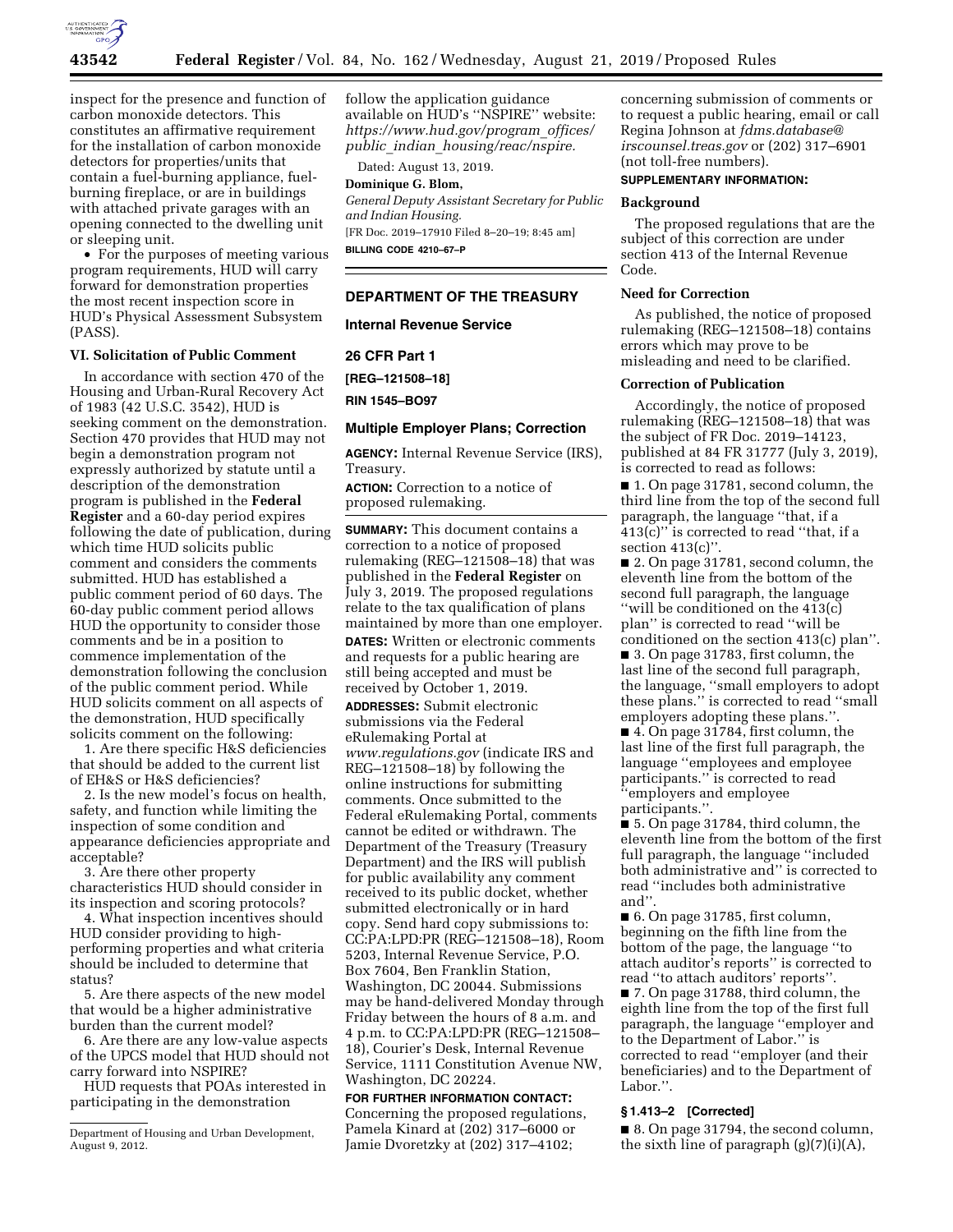inspect for the presence and function of carbon monoxide detectors. This constitutes an affirmative requirement for the installation of carbon monoxide detectors for properties/units that contain a fuel-burning appliance, fuel-burning fireplace, or are in buildings with attached private garages with an opening connected to the dwelling unit or sleeping unit.

- For the purposes of meeting various program requirements, HUD will carry forward for demonstration properties the most recent inspection score in HUD's Physical Assessment Subsystem (PASS).

### VI. Solicitation of Public Comment

In accordance with section 470 of the Housing and Urban-Rural Recovery Act of 1983 (42 U.S.C. 3542), HUD is seeking comment on the demonstration. Section 470 provides that HUD may not begin a demonstration program not expressly authorized by statute until a description of the demonstration program is published in the **Federal Register** and a 60-day period expires following the date of publication, during which time HUD solicits public comment and considers the comments submitted. HUD has established a public comment period of 60 days. The 60-day public comment period allows HUD the opportunity to consider those comments and be in a position to commence implementation of the demonstration following the conclusion of the public comment period. While HUD solicits comment on all aspects of the demonstration, HUD specifically solicits comment on the following:

1. Are there specific H&S deficiencies that should be added to the current list of EH&S or H&S deficiencies?
2. Is the new model's focus on health, safety, and function while limiting the inspection of some condition and appearance deficiencies appropriate and acceptable?
3. Are there other property characteristics HUD should consider in its inspection and scoring protocols?
4. What inspection incentives should HUD consider providing to high-performing properties and what criteria should be included to determine that status?
5. Are there aspects of the new model that would be a higher administrative burden than the current model?
6. Are there are any low-value aspects of the UPCS model that HUD should not carry forward into NSPIRE?

HUD requests that POAs interested in participating in the demonstration follow the application guidance available on HUD's "NSPIRE" website: *https://www.hud.gov/program_offices/public_indian_housing/reac/nspire*.

Dated: August 13, 2019.

**Dominique G. Blom,**

*General Deputy Assistant Secretary for Public and Indian Housing.*

[FR Doc. 2019–17910 Filed 8–20–19; 8:45 am]

**BILLING CODE 4210–67–P**

Department of Housing and Urban Development, August 9, 2012.

## DEPARTMENT OF THE TREASURY

### Internal Revenue Service

### 26 CFR Part 1

**[REG–121508–18]**

**RIN 1545–BO97**

### Multiple Employer Plans; Correction

**AGENCY:** Internal Revenue Service (IRS), Treasury.

**ACTION:** Correction to a notice of proposed rulemaking.

**SUMMARY:** This document contains a correction to a notice of proposed rulemaking (REG–121508–18) that was published in the **Federal Register** on July 3, 2019. The proposed regulations relate to the tax qualification of plans maintained by more than one employer.

**DATES:** Written or electronic comments and requests for a public hearing are still being accepted and must be received by October 1, 2019.

**ADDRESSES:** Submit electronic submissions via the Federal eRulemaking Portal at *www.regulations.gov* (indicate IRS and REG–121508–18) by following the online instructions for submitting comments. Once submitted to the Federal eRulemaking Portal, comments cannot be edited or withdrawn. The Department of the Treasury (Treasury Department) and the IRS will publish for public availability any comment received to its public docket, whether submitted electronically or in hard copy. Send hard copy submissions to: CC:PA:LPD:PR (REG–121508–18), Room 5203, Internal Revenue Service, P.O. Box 7604, Ben Franklin Station, Washington, DC 20044. Submissions may be hand-delivered Monday through Friday between the hours of 8 a.m. and 4 p.m. to CC:PA:LPD:PR (REG–121508–18), Courier's Desk, Internal Revenue Service, 1111 Constitution Avenue NW, Washington, DC 20224.

**FOR FURTHER INFORMATION CONTACT:** Concerning the proposed regulations, Pamela Kinard at (202) 317–6000 or Jamie Dvoretzky at (202) 317–4102; concerning submission of comments or to request a public hearing, email or call Regina Johnson at *fdms.database@irscounsel.treas.gov* or (202) 317–6901 (not toll-free numbers).

**SUPPLEMENTARY INFORMATION:**

### Background

The proposed regulations that are the subject of this correction are under section 413 of the Internal Revenue Code.

### Need for Correction

As published, the notice of proposed rulemaking (REG–121508–18) contains errors which may prove to be misleading and need to be clarified.

### Correction of Publication

Accordingly, the notice of proposed rulemaking (REG–121508–18) that was the subject of FR Doc. 2019–14123, published at 84 FR 31777 (July 3, 2019), is corrected to read as follows:

■ 1. On page 31781, second column, the third line from the top of the second full paragraph, the language "that, if a 413(c)" is corrected to read "that, if a section 413(c)".

■ 2. On page 31781, second column, the eleventh line from the bottom of the second full paragraph, the language "will be conditioned on the 413(c) plan" is corrected to read "will be conditioned on the section 413(c) plan".

■ 3. On page 31783, first column, the last line of the second full paragraph, the language, "small employers to adopt these plans." is corrected to read "small employers adopting these plans.".

■ 4. On page 31784, first column, the last line of the first full paragraph, the language "employees and employee participants." is corrected to read "employers and employee participants.".

■ 5. On page 31784, third column, the eleventh line from the bottom of the first full paragraph, the language "included both administrative and" is corrected to read "includes both administrative and".

■ 6. On page 31785, first column, beginning on the fifth line from the bottom of the page, the language "to attach auditor's reports" is corrected to read "to attach auditors' reports".

■ 7. On page 31788, third column, the eighth line from the top of the first full paragraph, the language "employer and to the Department of Labor." is corrected to read "employer (and their beneficiaries) and to the Department of Labor.".

#### § 1.413–2 [Corrected]

■ 8. On page 31794, the second column, the sixth line of paragraph (g)(7)(i)(A),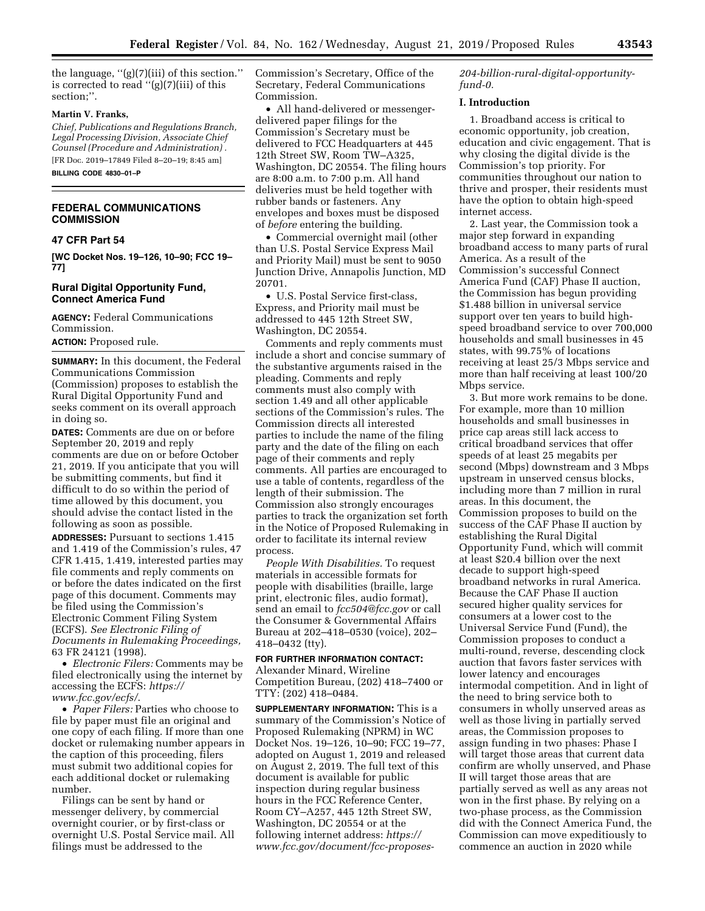the language, ''(g)(7)(iii) of this section.'' is corrected to read ''(g)(7)(iii) of this section;''.

**Martin V. Franks,**

*Chief, Publications and Regulations Branch, Legal Processing Division, Associate Chief Counsel (Procedure and Administration).*

[FR Doc. 2019–17849 Filed 8–20–19; 8:45 am]

**BILLING CODE 4830–01–P**

## FEDERAL COMMUNICATIONS COMMISSION

### 47 CFR Part 54

**[WC Docket Nos. 19–126, 10–90; FCC 19–77]**

### Rural Digital Opportunity Fund, Connect America Fund

**AGENCY:** Federal Communications Commission.

**ACTION:** Proposed rule.

**SUMMARY:** In this document, the Federal Communications Commission (Commission) proposes to establish the Rural Digital Opportunity Fund and seeks comment on its overall approach in doing so.

**DATES:** Comments are due on or before September 20, 2019 and reply comments are due on or before October 21, 2019. If you anticipate that you will be submitting comments, but find it difficult to do so within the period of time allowed by this document, you should advise the contact listed in the following as soon as possible.

**ADDRESSES:** Pursuant to sections 1.415 and 1.419 of the Commission's rules, 47 CFR 1.415, 1.419, interested parties may file comments and reply comments on or before the dates indicated on the first page of this document. Comments may be filed using the Commission's Electronic Comment Filing System (ECFS). *See Electronic Filing of Documents in Rulemaking Proceedings,* 63 FR 24121 (1998).

- *Electronic Filers:* Comments may be filed electronically using the internet by accessing the ECFS: *https://www.fcc.gov/ecfs/.*
- *Paper Filers:* Parties who choose to file by paper must file an original and one copy of each filing. If more than one docket or rulemaking number appears in the caption of this proceeding, filers must submit two additional copies for each additional docket or rulemaking number.

Filings can be sent by hand or messenger delivery, by commercial overnight courier, or by first-class or overnight U.S. Postal Service mail. All filings must be addressed to the Commission's Secretary, Office of the Secretary, Federal Communications Commission.

- All hand-delivered or messenger-delivered paper filings for the Commission's Secretary must be delivered to FCC Headquarters at 445 12th Street SW, Room TW–A325, Washington, DC 20554. The filing hours are 8:00 a.m. to 7:00 p.m. All hand deliveries must be held together with rubber bands or fasteners. Any envelopes and boxes must be disposed of *before* entering the building.
- Commercial overnight mail (other than U.S. Postal Service Express Mail and Priority Mail) must be sent to 9050 Junction Drive, Annapolis Junction, MD 20701.
- U.S. Postal Service first-class, Express, and Priority mail must be addressed to 445 12th Street SW, Washington, DC 20554.

Comments and reply comments must include a short and concise summary of the substantive arguments raised in the pleading. Comments and reply comments must also comply with section 1.49 and all other applicable sections of the Commission's rules. The Commission directs all interested parties to include the name of the filing party and the date of the filing on each page of their comments and reply comments. All parties are encouraged to use a table of contents, regardless of the length of their submission. The Commission also strongly encourages parties to track the organization set forth in the Notice of Proposed Rulemaking in order to facilitate its internal review process.

*People With Disabilities.* To request materials in accessible formats for people with disabilities (braille, large print, electronic files, audio format), send an email to *fcc504@fcc.gov* or call the Consumer & Governmental Affairs Bureau at 202–418–0530 (voice), 202–418–0432 (tty).

**FOR FURTHER INFORMATION CONTACT:** Alexander Minard, Wireline Competition Bureau, (202) 418–7400 or TTY: (202) 418–0484.

**SUPPLEMENTARY INFORMATION:** This is a summary of the Commission's Notice of Proposed Rulemaking (NPRM) in WC Docket Nos. 19–126, 10–90; FCC 19–77, adopted on August 1, 2019 and released on August 2, 2019. The full text of this document is available for public inspection during regular business hours in the FCC Reference Center, Room CY–A257, 445 12th Street SW, Washington, DC 20554 or at the following internet address: *https://www.fcc.gov/document/fcc-proposes-204-billion-rural-digital-opportunity-fund-0.*

### I. Introduction

1. Broadband access is critical to economic opportunity, job creation, education and civic engagement. That is why closing the digital divide is the Commission's top priority. For communities throughout our nation to thrive and prosper, their residents must have the option to obtain high-speed internet access.

2. Last year, the Commission took a major step forward in expanding broadband access to many parts of rural America. As a result of the Commission's successful Connect America Fund (CAF) Phase II auction, the Commission has begun providing $1.488 billion in universal service support over ten years to build high-speed broadband service to over 700,000 households and small businesses in 45 states, with 99.75% of locations receiving at least 25/3 Mbps service and more than half receiving at least 100/20 Mbps service.

3. But more work remains to be done. For example, more than 10 million households and small businesses in price cap areas still lack access to critical broadband services that offer speeds of at least 25 megabits per second (Mbps) downstream and 3 Mbps upstream in unserved census blocks, including more than 7 million in rural areas. In this document, the Commission proposes to build on the success of the CAF Phase II auction by establishing the Rural Digital Opportunity Fund, which will commit at least $20.4 billion over the next decade to support high-speed broadband networks in rural America. Because the CAF Phase II auction secured higher quality services for consumers at a lower cost to the Universal Service Fund (Fund), the Commission proposes to conduct a multi-round, reverse, descending clock auction that favors faster services with lower latency and encourages intermodal competition. And in light of the need to bring service both to consumers in wholly unserved areas as well as those living in partially served areas, the Commission proposes to assign funding in two phases: Phase I will target those areas that current data confirm are wholly unserved, and Phase II will target those areas that are partially served as well as any areas not won in the first phase. By relying on a two-phase process, as the Commission did with the Connect America Fund, the Commission can move expeditiously to commence an auction in 2020 while